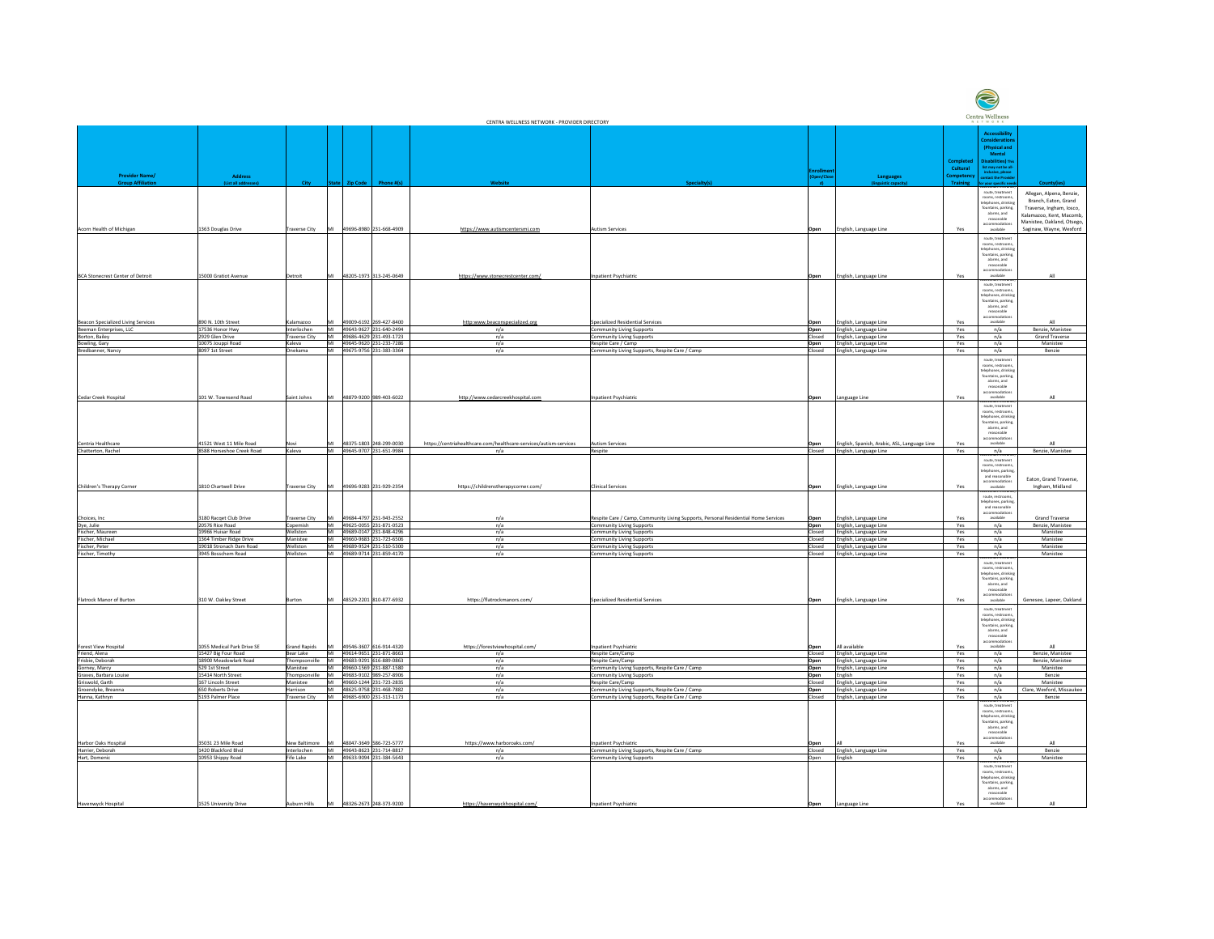# CENTRA WELLNESS NETWORK - PROVIDER DIRECTORY

| Provider Name/ Group Affiliation | Address (List all addresses) | City | State | Zip Code | Phone #(s) | Website | Specialty(s) | Enrollment (Open/Closed) | Languages (linguistic capacity) | Completed Cultural Competency Training | Accessibility Considerations (Physical and Mental Disabilities) This list may not be all-inclusive, please contact the Provider for your specific needs | County(ies) |
|---|---|---|---|---|---|---|---|---|---|---|---|---|
| Acorn Health of Michigan | 1563 Douglas Drive | Traverse City | MI | 49696-8980 | 231-668-4909 | https://www.autismcentersmi.com | Autism Services | Open | English, Language Line | Yes | route, treatment rooms, restrooms, telephones, drinking fountains, parking, alarms, and reasonable accommodations available | Allegan, Alpena, Benzie, Branch, Eaton, Grand Traverse, Ingham, Iosco, Kalamazoo, Kent, Macomb, Manistee, Oakland, Otsego, Saginaw, Wayne, Wexford |
| BCA Stonecrest Center of Detroit | 15000 Gratiot Avenue | Detroit | MI | 48205-1973 | 313-245-0649 | https://www.stonecrestcenter.com/ | Inpatient Psychiatric | Open | English, Language Line | Yes | route, treatment rooms, restrooms, telephones, drinking fountains, parking, alarms, and reasonable accommodations available | All |
| Beacon Specialized Living Services | 890 N. 10th Street | Kalamazoo | MI | 49009-6192 | 269-427-8400 | http:www.beaconspecialized.org | Specialized Residential Services | Open | English, Language Line | Yes | route, treatment rooms, restrooms, telephones, drinking fountains, parking, alarms, and reasonable accommodations available | All |
| Beeman Enterprises, LLC | 17536 Honor Hwy | Interlochen | MI | 49643-9627 | 231-640-2494 | n/a | Community Living Supports | Open | English, Language Line | Yes | n/a | Benzie, Manistee |
| Borton, Bailey | 2929 Glen Drive | Traverse City | MI | 49686-4629 | 231-493-1723 | n/a | Community Living Supports | Closed | English, Language Line | Yes | n/a | Grand Traverse |
| Bowling, Gary | 10075 Jouppi Road | Kaleva | MI | 49645-9620 | 231-233-7286 | n/a | Respite Care / Camp | Open | English, Language Line | Yes | n/a | Manistee |
| Bredbanner, Nancy | 8097 1st Street | Onekama | MI | 49675-9756 | 231-383-3364 | n/a | Community Living Supports, Respite Care / Camp | Closed | English, Language Line | Yes | n/a | Benzie |
| Cedar Creek Hospital | 101 W. Townsend Road | Saint Johns | MI | 48879-9200 | 989-403-6022 | http://www.cedarcreekhospital.com | Inpatient Psychiatric | Open | Language Line | Yes | route, treatment rooms, restrooms, telephones, drinking fountains, parking, alarms, and reasonable accommodations available | All |
| Centria Healthcare | 41521 West 11 Mile Road | Novi | MI | 48375-1803 | 248-299-0030 | https://centriahealthcare.com/healthcare-services/autism-services | Autism Services | Open | English, Spanish, Arabic, ASL, Language Line | Yes | route, treatment rooms, restrooms, telephones, drinking fountains, parking, alarms, and reasonable accommodations available | All |
| Chatterton, Rachel | 8588 Horseshoe Creek Road | Kaleva | MI | 49645-9707 | 231-651-9984 | n/a | Respite | Closed | English, Language Line | Yes | n/a | Benzie, Manistee |
| Children's Therapy Corner | 1810 Chartwell Drive | Traverse City | MI | 49696-9283 | 231-929-2354 | https://childrenstherapycorner.com/ | Clinical Services | Open | English, Language Line | Yes | route, treatment rooms, restrooms, telephones, parking, and reasonable accommodations available | Eaton, Grand Traverse, Ingham, Midland |
| Choices, Inc | 3180 Racqet Club Drive | Traverse City | MI | 49684-4797 | 231-943-2552 | n/a | Respite Care / Camp, Community Living Supports, Personal Residential Home Services | Open | English, Language Line | Yes | route, restrooms, telephones, parking, and reasonable accommodations available | Grand Traverse |
| Dye, Julie | 20576 Rice Road | Copemish | MI | 49625-0055 | 231-871-0523 | n/a | Community Living Supports | Open | English, Language Line | Yes | n/a | Benzie, Manistee |
| Fischer, Maureen | 19966 Huisar Road | Wellston | MI | 49689-0147 | 231-848-4296 | n/a | Community Living Supports | Closed | English, Language Line | Yes | n/a | Manistee |
| Fischer, Michael | 1364 Timber Ridge Drive | Manistee | MI | 49660-9683 | 231-723-6506 | n/a | Community Living Supports | Closed | English, Language Line | Yes | n/a | Manistee |
| Fischer, Peter | 19018 Stronach Dam Road | Wellston | MI | 49689-9524 | 231-510-5300 | n/a | Community Living Supports | Closed | English, Language Line | Yes | n/a | Manistee |
| Fischer, Timothy | 3945 Bosschem Road | Wellston | MI | 49689-9714 | 231-859-4170 | n/a | Community Living Supports | Closed | English, Language Line | Yes | n/a | Manistee |
| Flatrock Manor of Burton | 310 W. Oakley Street | Burton | MI | 48529-2201 | 810-877-6932 | https://flatrockmanors.com/ | Specialized Residential Services | Open | English, Language Line | Yes | route, treatment rooms, restrooms, telephones, drinking fountains, parking, alarms, and reasonable accommodations available | Genesee, Lapeer, Oakland |
| Forest View Hospital | 1055 Medical Park Drive SE | Grand Rapids | MI | 49546-3607 | 616-914-4320 | https://forestviewhospital.com/ | Inpatient Psychiatric | Open | All available | Yes | route, treatment rooms, restrooms, telephones, drinking fountains, parking, alarms, and reasonable accommodations available | All |
| Friend, Alena | 15427 Big Four Road | Bear Lake | MI | 49614-9651 | 231-871-8663 | n/a | Respite Care/Camp | Closed | English, Language Line | Yes | n/a | Benzie, Manistee |
| Frisbie, Deborah | 18900 Meadowlark Road | Thompsonville | MI | 49683-9291 | 616-889-0863 | n/a | Respite Care/Camp | Open | English, Language Line | Yes | n/a | Benzie, Manistee |
| Gorney, Marcy | 529 1st Street | Manistee | MI | 49660-1569 | 231-887-1580 | n/a | Community Living Supports, Respite Care / Camp | Open | English, Language Line | Yes | n/a | Manistee |
| Graves, Barbara Louise | 15414 North Street | Thompsonville | MI | 49683-9102 | 989-257-8906 | n/a | Community Living Supports | Open | English | Yes | n/a | Benzie |
| Griswold, Garth | 167 Lincoln Street | Manistee | MI | 49660-1244 | 231-723-2835 | n/a | Respite Care/Camp | Closed | English, Language Line | Yes | n/a | Manistee |
| Groendyke, Breanna | 650 Roberts Drive | Harrison | MI | 48625-9758 | 231-468-7882 | n/a | Community Living Supports, Respite Care / Camp | Open | English, Language Line | Yes | n/a | Clare, Wexford, Missaukee |
| Hanna, Kathryn | 5193 Palmer Place | Traverse City | MI | 49685-6900 | 231-313-1173 | n/a | Community Living Supports, Respite Care / Camp | Closed | English, Language Line | Yes | n/a | Benzie |
| Harbor Oaks Hospital | 35031 23 Mile Road | New Baltimore | MI | 48047-3649 | 586-725-5777 | https://www.harboroaks.com/ | Inpatient Psychiatric | Open | All | Yes | route, treatment rooms, restrooms, telephones, drinking fountains, parking, alarms, and reasonable accommodations available | All |
| Harrier, Deborah | 1420 Blackford Blvd | Interlochen | MI | 49643-8623 | 231-714-8817 | n/a | Community Living Supports, Respite Care / Camp | Closed | English, Language Line | Yes | n/a | Benzie |
| Hart, Domenic | 10953 Shippy Road | Fife Lake | MI | 49633-9094 | 231-384-5643 | n/a | Community Living Supports | Open | English | Yes | n/a | Manistee |
| Havenwyck Hospital | 1525 University Drive | Auburn Hills | MI | 48326-2673 | 248-373-9200 | https://havenwyckhospital.com/ | Inpatient Psychiatric | Open | Language Line | Yes | route, treatment rooms, restrooms, telephones, drinking fountains, parking, alarms, and reasonable accommodations available | All |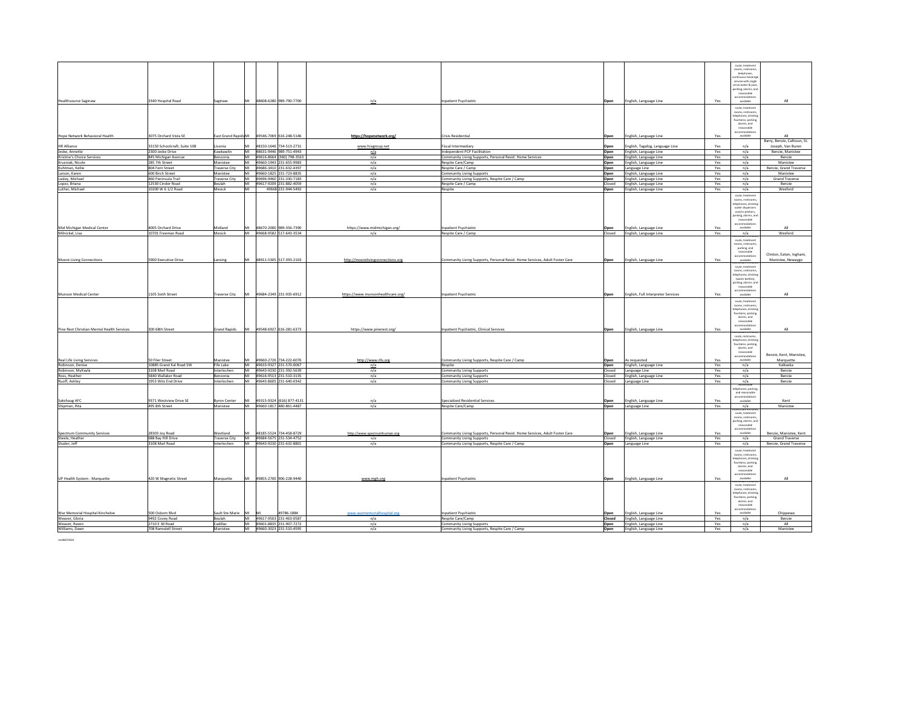| | | | | | | | | | | | | |
|---|---|---|---|---|---|---|---|---|---|---|---|---|
| Healthsource Saginaw | 3340 Hospital Road | Saginaw | MI | 48608-6280 | 989-790-7700 | n/a | Inpatient Psychiatric | Open | English, Language Line | Yes | route, treatment rooms, restrooms, telephones, continuous beverage service with single serve water & juice, parking, alarms, and reasonable accommodations available | All |
| Hope Network Behavioral Health | 3075 Orchard Vista SE | East Grand Rapids | MI | 49546-7069 | 616-248-5146 | https://hopenetwork.org/ | Crisis Residential | Open | English, Language Line | Yes | route, treatment rooms, restrooms, telephones, drinking fountains, parking, alarms, and reasonable accommodations available | All |
| HR Alliance | 33150 Schoolcraft, Suite 108 | Livonia | MI | 48150-1646 | 734-513-2731 | www.hrагroup.net | Fiscal Intermediary | Open | English, Tagalog, Language Line | Yes | n/a | Barry, Benzie, Calhoun, St. Joseph, Van Buren |
| Jeske, Annette | 2300 Jeske Drive | Kawkawlin | MI | 48631-9446 | 989-751-4943 | n/a | Independent PCP Facilitation | Open | English, Language Line | Yes | n/a | Benzie, Manistee |
| Kristine's Choice Services | 845 Michigan Avenue | Benzonia | MI | 49616-8664 | (360) 798-3563 | n/a | Community Living Supports, Personal Resid. Home Services | Open | English, Language Line | Yes | n/a | Benzie |
| Krusniak, Nicole | 285 7th Street | Manistee | MI | 49660-1943 | 231-655-9983 | n/a | Respite Care/Camp | Open | English, Language Line | Yes | n/a | Manistee |
| Kuhlman, Kellie | 804 Fern Street | Traverse City | MI | 49686-3410 | 231-632-4397 | n/a | Respite Care / Camp | Open | Language Line | Yes | n/a | Benzie, Grand Traverse |
| Larson, Karen | 600 Birch Street | Manistee | MI | 49660-1825 | 231-723-8835 | n/a | Community Living Supports | Open | English, Language Line | Yes | n/a | Manistee |
| Lasley, Michael | 460 Peninsula Trail | Traverse City | MI | 49696-9460 | 231-330-7183 | n/a | Community Living Supports, Respite Care / Camp | Open | English, Language Line | Yes | n/a | Grand Traverse |
| Lopez, Briana | 12530 Cinder Road | Beulah | MI | 49617-9209 | 231-882-4059 | n/a | Respite Care / Camp | Closed | English, Language Line | Yes | n/a | Benzie |
| Luther, Michael | 10200 W 6 1/2 Road | Mesick | MI | 49668 | 231-944-5492 | n/a | Respite | Open | English, Language Line | Yes | n/a | Wexford |
| Mid Michigan Medical Center | 4005 Orchard Drive | Midland | MI | 48670-2000 | 989-356-7390 | https://www.midmichigan.org/ | Inpatient Psychiatric | Open | English, Language Line | Yes | route, treatment rooms, restrooms, telephones, drinking water dispensers and/or pitchers, parking, alarms, and reasonable accommodations available | All |
| Milnickel, Lisa | 10701 Freeman Road | Mesick | MI | 49668-9582 | 517-643-3534 | n/a | Respite Care / Camp | Closed | English, Language Line | Yes | n/a | Wexford |
| Moore Living Connections | 5900 Executive Drive | Lansing | MI | 48911-5305 | 517-393-2103 | http://moorelivingconnections.org | Community Living Supports, Personal Resid. Home Services, Adult Foster Care | Open | English, Language Line | Yes | route, treatment rooms, restrooms, parking, and reasonable accommodations available | Clinton, Eaton, Ingham, Manistee, Newaygo |
| Munson Medical Center | 1105 Sixth Street | Traverse City | MI | 49684-2349 | 231-935-6912 | https://www.munsonhealthcare.org/ | Inpatient Psychiatric | Open | English, Full Interpreter Services | Yes | route, treatment rooms, restrooms, telephones, drinking (water bottles), parking, alarms, and reasonable accommodations available | All |
| Pine Rest Christian Mental Health Services | 300 68th Street | Grand Rapids | MI | 49548-6927 | 616-281-6373 | https://www.pinerest.org/ | Inpatient Psychiatric, Clinical Services | Open | English, Language Line | Yes | route, treatment rooms, restrooms, telephones, drinking fountains, parking, alarms, and reasonable accommodations available | All |
| Real Life Living Services | 50 Filer Street | Manistee | MI | 49660-2726 | 734-222-6076 | http://www.rlls.org | Community Living Supports, Respite Care / Camp | Open | As requested | Yes | route, restrooms, telephones, drinking fountains, parking, alarms, and reasonable accommodations available | Benzie, Kent, Manistee, Marquette |
| Robinson, Denise | 10885 Grand Kal Road SW | Fife Lake | MI | 49633-9327 | 231-570-0067 | n/a | Respite | Open | English, Language Line | Yes | n/a | Kalkaska |
| Robinson, MyKayla | 3108 Marl Road | Interlochen | MI | 49643-9230 | 231-392-5639 | n/a | Community Living Supports | Closed | Language Line | Yes | n/a | Benzie |
| Ross, Heather | 5840 Wallaker Road | Benzonia | MI | 49616-9513 | 231-510-3135 | n/a | Community Living Supports | Closed | English, Language Line | Yes | n/a | Benzie |
| Ruoff, Ashley | 1953 Witz End Drive | Interlochen | MI | 49643-8605 | 231-640-0342 | n/a | Community Living Supports | Closed | Language Line | Yes | n/a | Benzie |
| Sakshaug AFC | 9371 Westview Drive SE | Byron Center | MI | 49315-9324 | (616) 877-4131 | n/a | Specialized Residential Services | Open | English, Language Line | Yes | telephones, parking, and reasonable accommodations available | Kent |
| Shipman, Rita | 495 8th Street | Manistee | MI | 49660-1817 | 480-861-4487 | n/a | Respite Care/Camp | Open | Language Line | Yes | n/a | Manistee |
| Spectrum Community Services | 28303 Joy Road | Westland | MI | 48185-5524 | 734-458-8729 | http://www.spectrumhuman.org | Community Living Supports, Personal Resid. Home Services, Adult Foster Care | Open | English, Language Line | Yes | route, treatment rooms, restrooms, parking, alarms, and reasonable accommodations available | Benzie, Manistee, Kent |
| Steele, Heather | 688 Bay Hill Drive | Traverse City | MI | 49684-5675 | 231-534-4752 | n/a | Community Living Supports | Closed | English, Language Line | Yes | n/a | Grand Traverse |
| Studer, Jeff | 3108 Marl Road | Interlochen | MI | 49643-9230 | 231-632-8801 | n/a | Community Living Supports, Respite Care / Camp | Open | Language Line | Yes | n/a | Benzie, Grand Traverse |
| UP Health System - Marquette | 420 W Magnetic Street | Marquette | MI | 49855-2700 | 906-228-9440 | www.mgh.org | Inpatient Psychiatric | Open | English, Language Line | Yes | route, treatment rooms, restrooms, telephones, drinking fountains, parking, alarms, and reasonable accommodations available | All |
| War Memorial Hospital Kincheloe | 500 Osborn Blvd | Sault Ste Marie | MI | MI | 49786-1884 | www.warmemorialhospital.org | Inpatient Psychiatric | Open | English, Language Line | Yes | route, treatment rooms, restrooms, telephones, drinking fountains, parking, alarms, and reasonable accommodations available | Chippewa |
| Weaver, Gloria | 9492 Covey Road | Beulah | MI | 49617-9503 | 231-463-0587 | n/a | Respite Care/Camp | Closed | English, Language Line | Yes | n/a | Benzie |
| Weaver, Raven | 2710 E 30 Road | Cadillac | MI | 49601-8835 | 231-907-7272 | n/a | Community Living Supports | Open | English, Language Line | Yes | n/a | All |
| Williams, Dawn | 708 Ramsdell Street | Manistee | MI | 49660-3023 | 231-510-4595 | n/a | Community Living Supports, Respite Care / Camp | Open | English, Language Line | Yes | n/a | Manistee |

rev06072022